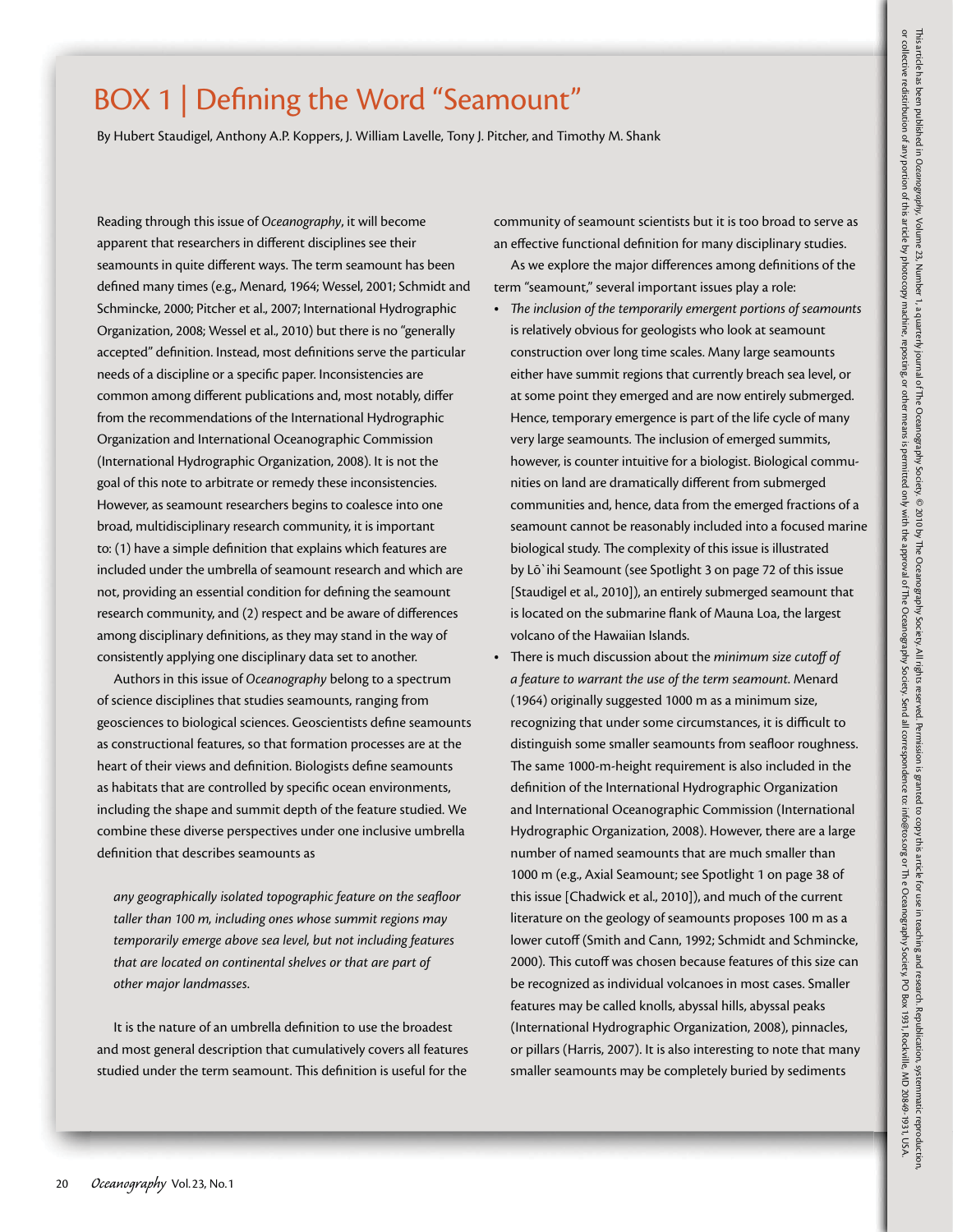# BOX 1 | Defining the Word "Seamount"

By Hubert Staudigel, Anthony A.P. Koppers, J. William Lavelle, Tony J. Pitcher, and Timothy M. Shank

Reading through this issue of *Oceanography*, it will become apparent that researchers in different disciplines see their seamounts in quite different ways. The term seamount has been defined many times (e.g., Menard, 1964; Wessel, 2001; Schmidt and Schmincke, 2000; Pitcher et al., 2007; International Hydrographic Organization, 2008; Wessel et al., 2010) but there is no "generally accepted" definition. Instead, most definitions serve the particular needs of a discipline or a specific paper. Inconsistencies are common among different publications and, most notably, differ from the recommendations of the International Hydrographic Organization and International Oceanographic Commission (International Hydrographic Organization, 2008). It is not the goal of this note to arbitrate or remedy these inconsistencies. However, as seamount researchers begins to coalesce into one broad, multidisciplinary research community, it is important to: (1) have a simple definition that explains which features are included under the umbrella of seamount research and which are not, providing an essential condition for defining the seamount research community, and (2) respect and be aware of differences among disciplinary definitions, as they may stand in the way of consistently applying one disciplinary data set to another.

Authors in this issue of *Oceanography* belong to a spectrum of science disciplines that studies seamounts, ranging from geosciences to biological sciences. Geoscientists define seamounts as constructional features, so that formation processes are at the heart of their views and definition. Biologists define seamounts as habitats that are controlled by specific ocean environments, including the shape and summit depth of the feature studied. We combine these diverse perspectives under one inclusive umbrella definition that describes seamounts as

> *any geographically isolated topographic feature on the seafloor taller than 100 m, including ones whose summit regions may temporarily emerge above sea level, but not including features that are located on continental shelves or that are part of other major landmasses.*

It is the nature of an umbrella definition to use the broadest and most general description that cumulatively covers all features studied under the term seamount. This definition is useful for the community of seamount scientists but it is too broad to serve as an effective functional definition for many disciplinary studies.

As we explore the major differences among definitions of the term "seamount," several important issues play a role:

- *The inclusion of the temporarily emergent portions of seamounts* is relatively obvious for geologists who look at seamount construction over long time scales. Many large seamounts either have summit regions that currently breach sea level, or at some point they emerged and are now entirely submerged. Hence, temporary emergence is part of the life cycle of many very large seamounts. The inclusion of emerged summits, however, is counter intuitive for a biologist. Biological communities on land are dramatically different from submerged communities and, hence, data from the emerged fractions of a seamount cannot be reasonably included into a focused marine biological study. The complexity of this issue is illustrated by Lō`ihi Seamount (see Spotlight 3 on page 72 of this issue [Staudigel et al., 2010]), an entirely submerged seamount that is located on the submarine flank of Mauna Loa, the largest volcano of the Hawaiian Islands.
- There is much discussion about the *minimum size cutoff of a feature to warrant the use of the term seamount*. Menard (1964) originally suggested 1000 m as a minimum size, recognizing that under some circumstances, it is difficult to distinguish some smaller seamounts from seafloor roughness. The same 1000-m-height requirement is also included in the definition of the International Hydrographic Organization and International Oceanographic Commission (International Hydrographic Organization, 2008). However, there are a large number of named seamounts that are much smaller than 1000 m (e.g., Axial Seamount; see Spotlight 1 on page 38 of this issue [Chadwick et al., 2010]), and much of the current literature on the geology of seamounts proposes 100 m as a lower cutoff (Smith and Cann, 1992; Schmidt and Schmincke, 2000). This cutoff was chosen because features of this size can be recognized as individual volcanoes in most cases. Smaller features may be called knolls, abyssal hills, abyssal peaks (International Hydrographic Organization, 2008), pinnacles, or pillars (Harris, 2007). It is also interesting to note that many smaller seamounts may be completely buried by sediments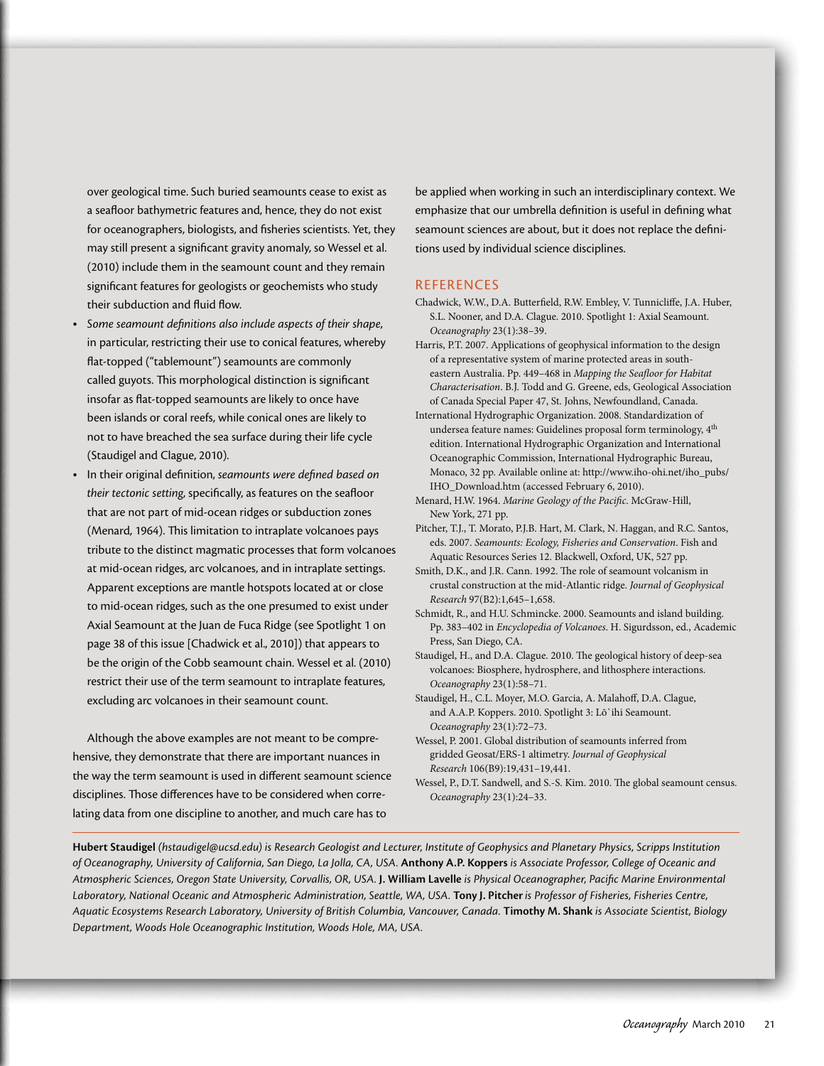over geological time. Such buried seamounts cease to exist as a seafloor bathymetric features and, hence, they do not exist for oceanographers, biologists, and fisheries scientists. Yet, they may still present a significant gravity anomaly, so Wessel et al. (2010) include them in the seamount count and they remain significant features for geologists or geochemists who study their subduction and fluid flow.

- *Some seamount definitions also include aspects of their shape*, in particular, restricting their use to conical features, whereby flat-topped ("tablemount") seamounts are commonly called guyots. This morphological distinction is significant insofar as flat-topped seamounts are likely to once have been islands or coral reefs, while conical ones are likely to not to have breached the sea surface during their life cycle (Staudigel and Clague, 2010).
- In their original definition, *seamounts were defined based on their tectonic setting*, specifically, as features on the seafloor that are not part of mid-ocean ridges or subduction zones (Menard, 1964). This limitation to intraplate volcanoes pays tribute to the distinct magmatic processes that form volcanoes at mid-ocean ridges, arc volcanoes, and in intraplate settings. Apparent exceptions are mantle hotspots located at or close to mid-ocean ridges, such as the one presumed to exist under Axial Seamount at the Juan de Fuca Ridge (see Spotlight 1 on page 38 of this issue [Chadwick et al., 2010]) that appears to be the origin of the Cobb seamount chain. Wessel et al. (2010) restrict their use of the term seamount to intraplate features, excluding arc volcanoes in their seamount count.

Although the above examples are not meant to be comprehensive, they demonstrate that there are important nuances in the way the term seamount is used in different seamount science disciplines. Those differences have to be considered when correlating data from one discipline to another, and much care has to be applied when working in such an interdisciplinary context. We emphasize that our umbrella definition is useful in defining what seamount sciences are about, but it does not replace the definitions used by individual science disciplines.

## REFERENCES

Chadwick, W.W., D.A. Butterfield, R.W. Embley, V. Tunnicliffe, J.A. Huber, S.L. Nooner, and D.A. Clague. 2010. Spotlight 1: Axial Seamount. *Oceanography* 23(1):38–39.

Harris, P.T. 2007. Applications of geophysical information to the design of a representative system of marine protected areas in southeastern Australia. Pp. 449–468 in *Mapping the Seafloor for Habitat Characterisation*. B.J. Todd and G. Greene, eds, Geological Association of Canada Special Paper 47, St. Johns, Newfoundland, Canada.

International Hydrographic Organization. 2008. Standardization of undersea feature names: Guidelines proposal form terminology, 4th edition. International Hydrographic Organization and International Oceanographic Commission, International Hydrographic Bureau, Monaco, 32 pp. Available online at: http://www.iho-ohi.net/iho_pubs/IHO_Download.htm (accessed February 6, 2010).

Menard, H.W. 1964. *Marine Geology of the Pacific*. McGraw-Hill, New York, 271 pp.

Pitcher, T.J., T. Morato, P.J.B. Hart, M. Clark, N. Haggan, and R.C. Santos, eds. 2007. *Seamounts: Ecology, Fisheries and Conservation*. Fish and Aquatic Resources Series 12. Blackwell, Oxford, UK, 527 pp.

Smith, D.K., and J.R. Cann. 1992. The role of seamount volcanism in crustal construction at the mid-Atlantic ridge. *Journal of Geophysical Research* 97(B2):1,645–1,658.

Schmidt, R., and H.U. Schmincke. 2000. Seamounts and island building. Pp. 383–402 in *Encyclopedia of Volcanoes*. H. Sigurdsson, ed., Academic Press, San Diego, CA.

Staudigel, H., and D.A. Clague. 2010. The geological history of deep-sea volcanoes: Biosphere, hydrosphere, and lithosphere interactions. *Oceanography* 23(1):58–71.

Staudigel, H., C.L. Moyer, M.O. Garcia, A. Malahoff, D.A. Clague, and A.A.P. Koppers. 2010. Spotlight 3: Lō`ihi Seamount. *Oceanography* 23(1):72–73.

Wessel, P. 2001. Global distribution of seamounts inferred from gridded Geosat/ERS-1 altimetry. *Journal of Geophysical Research* 106(B9):19,431–19,441.

Wessel, P., D.T. Sandwell, and S.-S. Kim. 2010. The global seamount census. *Oceanography* 23(1):24–33.

---

**Hubert Staudigel** *(hstaudigel@ucsd.edu) is Research Geologist and Lecturer, Institute of Geophysics and Planetary Physics, Scripps Institution of Oceanography, University of California, San Diego, La Jolla, CA, USA.* **Anthony A.P. Koppers** *is Associate Professor, College of Oceanic and Atmospheric Sciences, Oregon State University, Corvallis, OR, USA.* **J. William Lavelle** *is Physical Oceanographer, Pacific Marine Environmental Laboratory, National Oceanic and Atmospheric Administration, Seattle, WA, USA.* **Tony J. Pitcher** *is Professor of Fisheries, Fisheries Centre, Aquatic Ecosystems Research Laboratory, University of British Columbia, Vancouver, Canada.* **Timothy M. Shank** *is Associate Scientist, Biology Department, Woods Hole Oceanographic Institution, Woods Hole, MA, USA.*